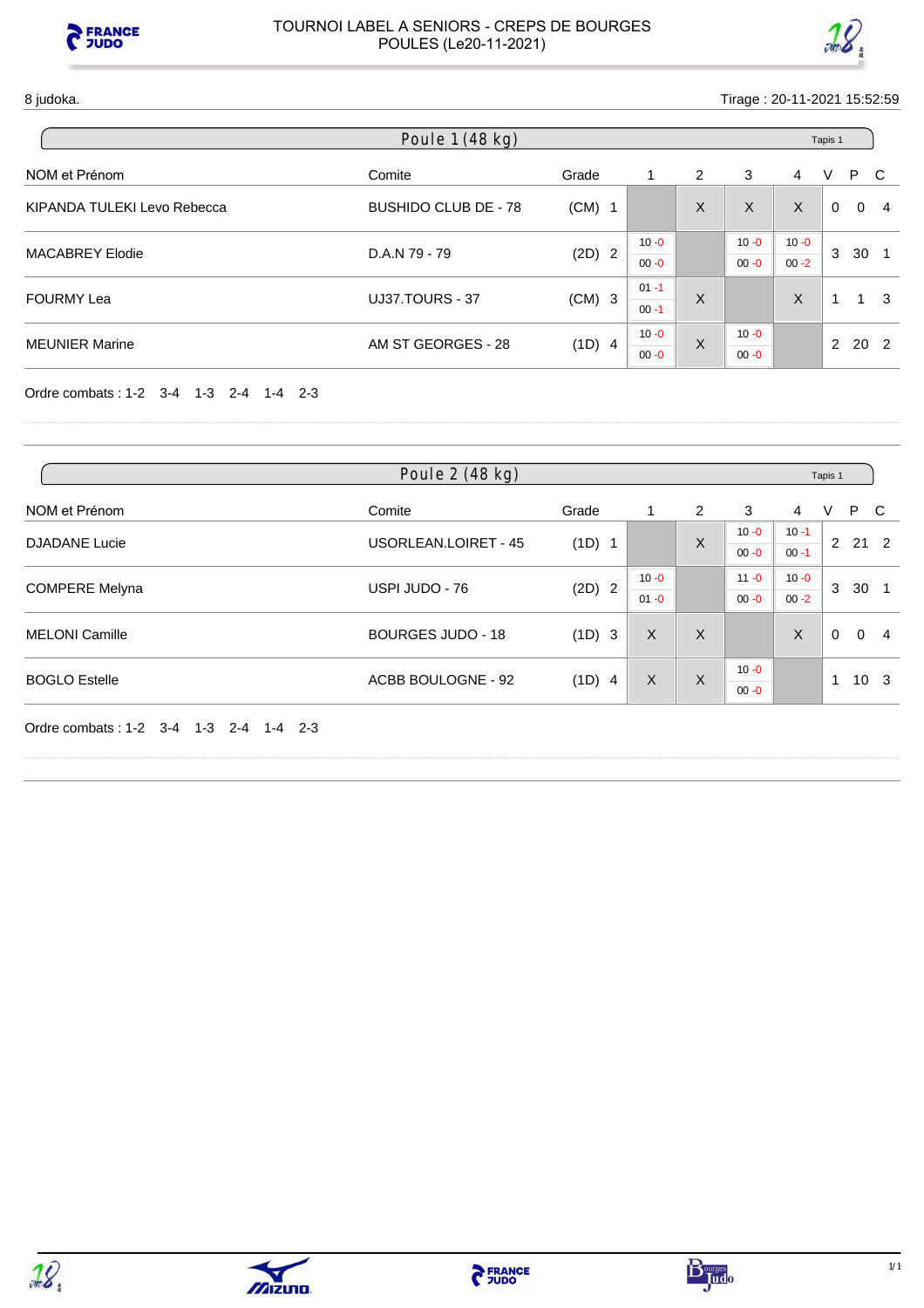# TOURNOI LABEL A SENIORS - CREPS DE BOURGES
## POULES (Le20-11-2021)

8 judoka.

Tirage : 20-11-2021 15:52:59

### Poule 1 (48 kg)

Tapis 1

| NOM et Prénom | Comite | Grade | | 1 | 2 | 3 | 4 | V | P | C |
|---|---|---|---|---|---|---|---|---|---|---|
| KIPANDA TULEKI Levo Rebecca | BUSHIDO CLUB DE - 78 | (CM) | 1 | | X | X | X | 0 | 0 | 4 |
| MACABREY Elodie | D.A.N 79 - 79 | (2D) | 2 | 10 -0 / 00 -0 | | 10 -0 / 00 -0 | 10 -0 / 00 -2 | 3 | 30 | 1 |
| FOURMY Lea | UJ37.TOURS - 37 | (CM) | 3 | 01 -1 / 00 -1 | X | | X | 1 | 1 | 3 |
| MEUNIER Marine | AM ST GEORGES - 28 | (1D) | 4 | 10 -0 / 00 -0 | X | 10 -0 / 00 -0 | | 2 | 20 | 2 |

Ordre combats : 1-2 3-4 1-3 2-4 1-4 2-3

### Poule 2 (48 kg)

Tapis 1

| NOM et Prénom | Comite | Grade | | 1 | 2 | 3 | 4 | V | P | C |
|---|---|---|---|---|---|---|---|---|---|---|
| DJADANE Lucie | USORLEAN.LOIRET - 45 | (1D) | 1 | | X | 10 -0 / 00 -0 | 10 -1 / 00 -1 | 2 | 21 | 2 |
| COMPERE Melyna | USPI JUDO - 76 | (2D) | 2 | 10 -0 / 01 -0 | | 11 -0 / 00 -0 | 10 -0 / 00 -2 | 3 | 30 | 1 |
| MELONI Camille | BOURGES JUDO - 18 | (1D) | 3 | X | X | | X | 0 | 0 | 4 |
| BOGLO Estelle | ACBB BOULOGNE - 92 | (1D) | 4 | X | X | 10 -0 / 00 -0 | | 1 | 10 | 3 |

Ordre combats : 1-2 3-4 1-3 2-4 1-4 2-3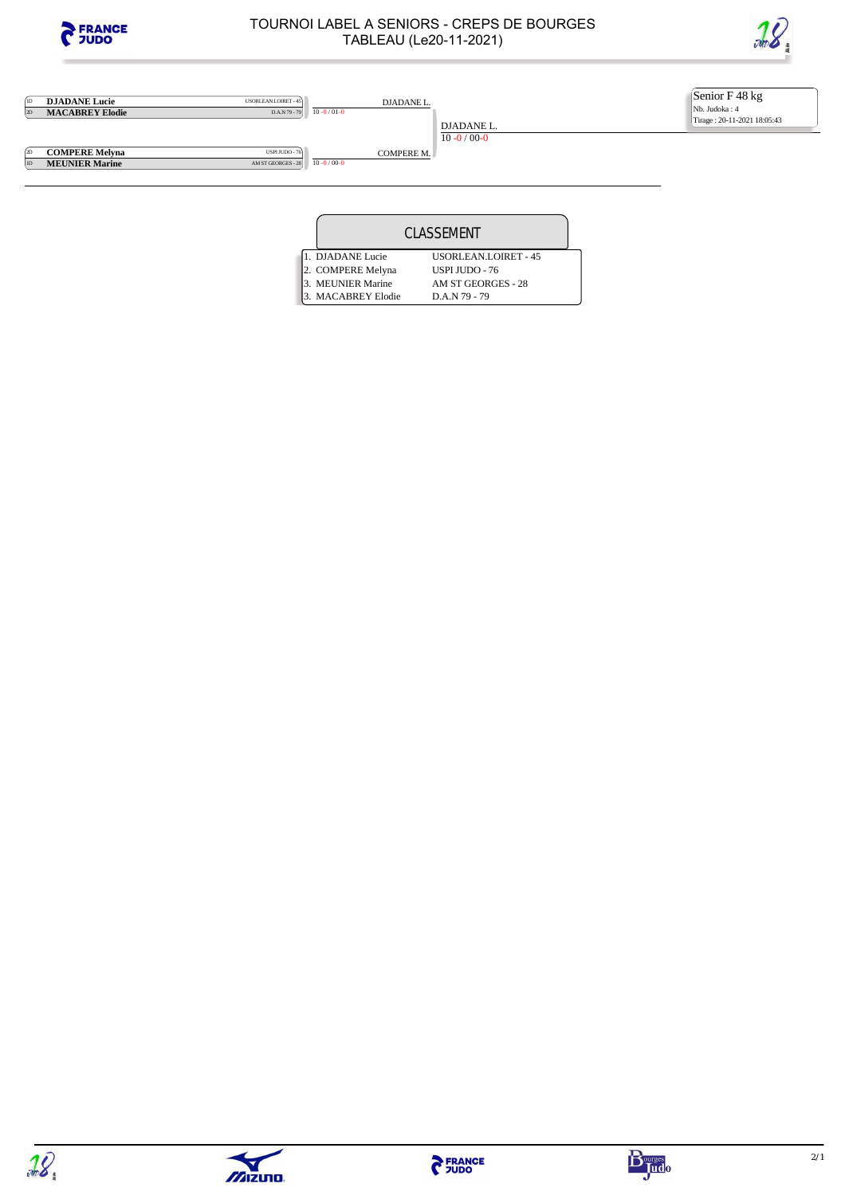# TOURNOI LABEL A SENIORS - CREPS DE BOURGES

## TABLEAU (Le20-11-2021)

**Senior F 48 kg**
Nb. Judoka : 4
Tirage : 20-11-2021 18:05:43

| | Judoka | Club | Score | Vainqueur | Finale |
|---|---|---|---|---|---|
| 1D | **DJADANE Lucie** | USORLEAN.LOIRET - 45 | 10 -0 / 01-0 | DJADANE L. | |
| 2D | **MACABREY Elodie** | D.A.N 79 - 79 | | | DJADANE L. |
| 2D | **COMPERE Melyna** | USPI JUDO - 76 | 10 -0 / 00-0 | COMPERE M. | 10 -0 / 00-0 |
| 1D | **MEUNIER Marine** | AM ST GEORGES - 28 | | | |

## CLASSEMENT

| Rang | Judoka | Club |
|---|---|---|
| 1. | DJADANE Lucie | USORLEAN.LOIRET - 45 |
| 2. | COMPERE Melyna | USPI JUDO - 76 |
| 3. | MEUNIER Marine | AM ST GEORGES - 28 |
| 3. | MACABREY Elodie | D.A.N 79 - 79 |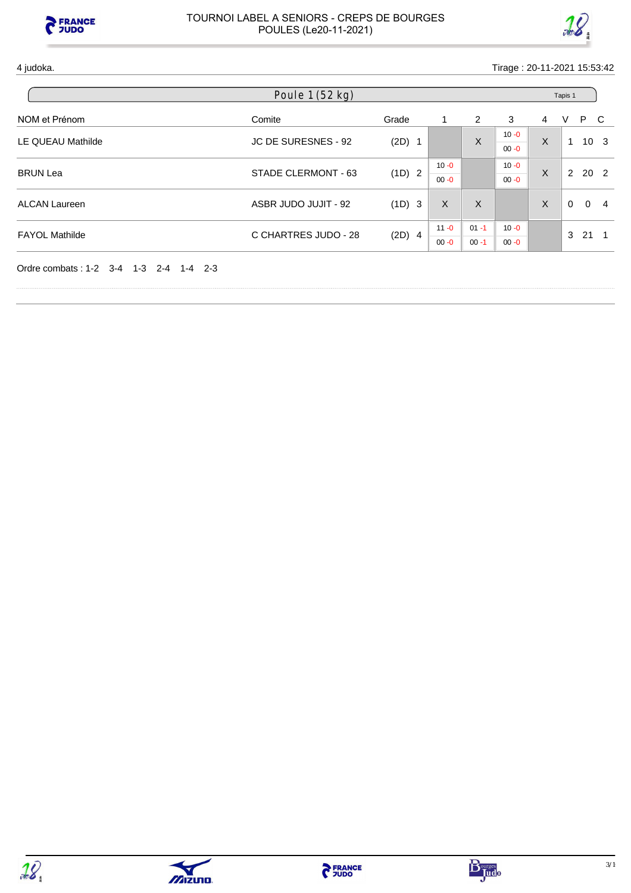TOURNOI LABEL A SENIORS - CREPS DE BOURGES
POULES (Le20-11-2021)

4 judoka. Tirage : 20-11-2021 15:53:42

## Poule 1 (52 kg)

Tapis 1

| NOM et Prénom | Comite | Grade | | 1 | 2 | 3 | 4 | V | P | C |
|---|---|---|---|---|---|---|---|---|---|---|
| LE QUEAU Mathilde | JC DE SURESNES - 92 | (2D) | 1 | | X | 10 -0 / 00 -0 | X | 1 | 10 | 3 |
| BRUN Lea | STADE CLERMONT - 63 | (1D) | 2 | 10 -0 / 00 -0 | | 10 -0 / 00 -0 | X | 2 | 20 | 2 |
| ALCAN Laureen | ASBR JUDO JUJIT - 92 | (1D) | 3 | X | X | | X | 0 | 0 | 4 |
| FAYOL Mathilde | C CHARTRES JUDO - 28 | (2D) | 4 | 11 -0 / 00 -0 | 01 -1 / 00 -1 | 10 -0 / 00 -0 | | 3 | 21 | 1 |

Ordre combats : 1-2 3-4 1-3 2-4 1-4 2-3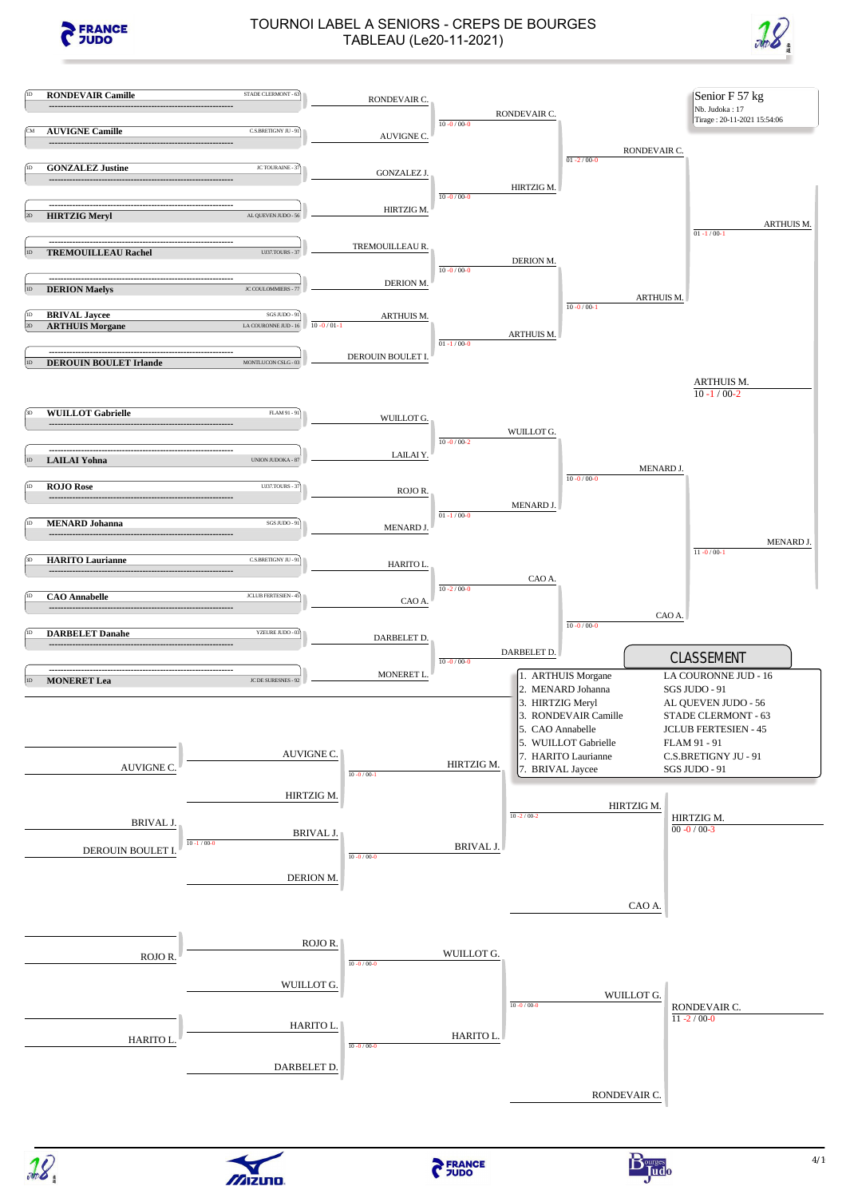# TOURNOI LABEL A SENIORS - CREPS DE BOURGES

## TABLEAU (Le20-11-2021)

**Senior F 57 kg**
Nb. Judoka : 17
Tirage : 20-11-2021 15:54:06

### Tableau principal

| Judoka | Club | Grade |
|---|---|---|
| RONDEVAIR Camille | STADE CLERMONT - 63 | 1D |
| AUVIGNE Camille | C.S.BRETIGNY JU - 91 | CM |
| GONZALEZ Justine | JC TOURAINE - 37 | 1D |
| HIRTZIG Meryl | AL QUEVEN JUDO - 56 | 2D |
| TREMOUILLEAU Rachel | UJ37.TOURS - 37 | 1D |
| DERION Maelys | JC COULOMMIERS - 77 | 1D |
| BRIVAL Jaycee | SGS JUDO - 91 | 1D |
| ARTHUIS Morgane | LA COURONNE JUD - 16 | 2D |
| DEROUIN BOULET Irlande | MONTLUCON CSLG - 03 | 1D |
| WUILLOT Gabrielle | FLAM 91 - 91 | 3D |
| LAILAI Yohna | UNION JUDOKA - 87 | 1D |
| ROJO Rose | UJ37.TOURS - 37 | 1D |
| MENARD Johanna | SGS JUDO - 91 | 1D |
| HARITO Laurianne | C.S.BRETIGNY JU - 91 | 3D |
| CAO Annabelle | JCLUB FERTESIEN - 45 | 1D |
| DARBELET Danahe | YZEURE JUDO - 03 | 1D |
| MONERET Lea | JC DE SURESNES - 92 | 1D |

Premier tour : BRIVAL J. / ARTHUIS M. → ARTHUIS M. (10 -0 / 01-1)

1er tour :
- RONDEVAIR C. / AUVIGNE C. → RONDEVAIR C. (10 -0 / 00-0)
- GONZALEZ J. / HIRTZIG M. → HIRTZIG M. (10 -0 / 00-0)
- TREMOUILLEAU R. / DERION M. → DERION M. (10 -0 / 00-0)
- ARTHUIS M. / DEROUIN BOULET I. → ARTHUIS M. (01 -1 / 00-0)
- WUILLOT G. / LAILAI Y. → WUILLOT G. (10 -0 / 00-2)
- ROJO R. / MENARD J. → MENARD J. (01 -1 / 00-0)
- HARITO L. / CAO A. → CAO A. (10 -2 / 00-0)
- DARBELET D. / MONERET L. → DARBELET D. (10 -0 / 00-0)

Quarts de finale :
- RONDEVAIR C. / HIRTZIG M. → RONDEVAIR C. (01 -2 / 00-0)
- DERION M. / ARTHUIS M. → ARTHUIS M. (10 -0 / 00-1)
- WUILLOT G. / MENARD J. → MENARD J. (10 -0 / 00-0)
- CAO A. / DARBELET D. → CAO A. (10 -0 / 00-0)

Demi-finales :
- RONDEVAIR C. / ARTHUIS M. → ARTHUIS M. (01 -1 / 00-1)
- MENARD J. / CAO A. → MENARD J. (11 -0 / 00-1)

Finale :
- ARTHUIS M. / MENARD J. → ARTHUIS M. (10 -1 / 00-2)

### Repêchages

- AUVIGNE C. / HIRTZIG M. → HIRTZIG M. (10 -0 / 00-1)
- BRIVAL J. / DEROUIN BOULET I. → BRIVAL J. (10 -1 / 00-0)
- BRIVAL J. / DERION M. → BRIVAL J. (10 -0 / 00-0)
- HIRTZIG M. / BRIVAL J. → HIRTZIG M. (10 -2 / 00-2)
- HIRTZIG M. / CAO A. → HIRTZIG M. (00 -0 / 00-3)
- ROJO R. / WUILLOT G. → WUILLOT G. (10 -0 / 00-0)
- HARITO L. / DARBELET D. → HARITO L. (10 -0 / 00-0)
- WUILLOT G. / HARITO L. → WUILLOT G. (10 -0 / 00-0)
- WUILLOT G. / RONDEVAIR C. → RONDEVAIR C. (11 -2 / 00-0)

### CLASSEMENT

| Rang | Judoka | Club |
|---|---|---|
| 1. | ARTHUIS Morgane | LA COURONNE JUD - 16 |
| 2. | MENARD Johanna | SGS JUDO - 91 |
| 3. | HIRTZIG Meryl | AL QUEVEN JUDO - 56 |
| 3. | RONDEVAIR Camille | STADE CLERMONT - 63 |
| 5. | CAO Annabelle | JCLUB FERTESIEN - 45 |
| 5. | WUILLOT Gabrielle | FLAM 91 - 91 |
| 7. | HARITO Laurianne | C.S.BRETIGNY JU - 91 |
| 7. | BRIVAL Jaycee | SGS JUDO - 91 |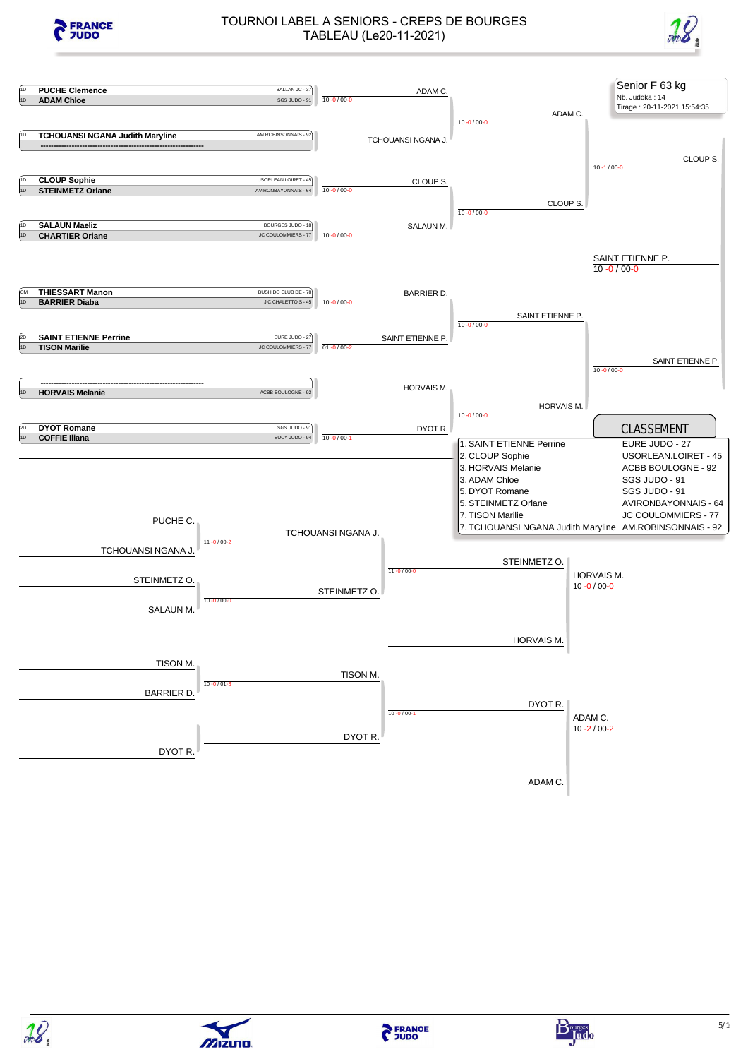# TOURNOI LABEL A SENIORS - CREPS DE BOURGES

## TABLEAU (Le20-11-2021)

**Senior F 63 kg**
Nb. Judoka : 14
Tirage : 20-11-2021 15:54:35

### Tableau principal

| Grade | Judoka | Club | Score | Vainqueur |
|---|---|---|---|---|
| 1D | PUCHE Clemence | BALLAN JC - 37 | 10 -0 / 00-0 | ADAM C. |
| 1D | ADAM Chloe | SGS JUDO - 91 | | |
| 1D | TCHOUANSI NGANA Judith Maryline | AM.ROBINSONNAIS - 92 | | TCHOUANSI NGANA J. |
| | ------------------------------------------------------------ | | | |
| 1D | CLOUP Sophie | USORLEAN.LOIRET - 45 | 10 -0 / 00-0 | CLOUP S. |
| 1D | STEINMETZ Orlane | AVIRONBAYONNAIS - 64 | | |
| 1D | SALAUN Maeliz | BOURGES JUDO - 18 | 10 -0 / 00-0 | SALAUN M. |
| 1D | CHARTIER Oriane | JC COULOMMIERS - 77 | | |
| CM | THIESSART Manon | BUSHIDO CLUB DE - 78 | 10 -0 / 00-0 | BARRIER D. |
| 1D | BARRIER Diaba | J.C.CHALETTOIS - 45 | | |
| 2D | SAINT ETIENNE Perrine | EURE JUDO - 27 | 01 -0 / 00-2 | SAINT ETIENNE P. |
| 1D | TISON Marilie | JC COULOMMIERS - 77 | | |
| | ------------------------------------------------------------ | | | HORVAIS M. |
| 1D | HORVAIS Melanie | ACBB BOULOGNE - 92 | | |
| 2D | DYOT Romane | SGS JUDO - 91 | 10 -0 / 00-1 | DYOT R. |
| 1D | COFFIE Iliana | SUCY JUDO - 94 | | |

**Tour suivant :**
- ADAM C. / TCHOUANSI NGANA J. : 10 -0 / 00-0 → ADAM C.
- CLOUP S. / SALAUN M. : 10 -0 / 00-0 → CLOUP S.
- BARRIER D. / SAINT ETIENNE P. : 10 -0 / 00-0 → SAINT ETIENNE P.
- HORVAIS M. / DYOT R. : 10 -0 / 00-0 → HORVAIS M.

**Demi-finales :**
- ADAM C. / CLOUP S. : 10 -1 / 00-0 → CLOUP S.
- SAINT ETIENNE P. / HORVAIS M. : 10 -0 / 00-0 → SAINT ETIENNE P.

**Finale :**
- CLOUP S. / SAINT ETIENNE P. : 10 -0 / 00-0 → SAINT ETIENNE P.

### Repêchages

- PUCHE C. / TCHOUANSI NGANA J. : 11 -0 / 00-2 → TCHOUANSI NGANA J.
- STEINMETZ O. / SALAUN M. : 10 -0 / 00-0 → STEINMETZ O.
- TCHOUANSI NGANA J. / STEINMETZ O. : 11 -0 / 00-0 → STEINMETZ O.
- STEINMETZ O. / HORVAIS M. : 10 -0 / 00-0 → HORVAIS M.
- TISON M. / BARRIER D. : 10 -0 / 01-3 → TISON M.
- DYOT R. → DYOT R.
- TISON M. / DYOT R. : 10 -0 / 00-1 → DYOT R.
- DYOT R. / ADAM C. : 10 -2 / 00-2 → ADAM C.

### CLASSEMENT

| Rang | Judoka | Club |
|---|---|---|
| 1. | SAINT ETIENNE Perrine | EURE JUDO - 27 |
| 2. | CLOUP Sophie | USORLEAN.LOIRET - 45 |
| 3. | HORVAIS Melanie | ACBB BOULOGNE - 92 |
| 3. | ADAM Chloe | SGS JUDO - 91 |
| 5. | DYOT Romane | SGS JUDO - 91 |
| 5. | STEINMETZ Orlane | AVIRONBAYONNAIS - 64 |
| 7. | TISON Marilie | JC COULOMMIERS - 77 |
| 7. | TCHOUANSI NGANA Judith Maryline | AM.ROBINSONNAIS - 92 |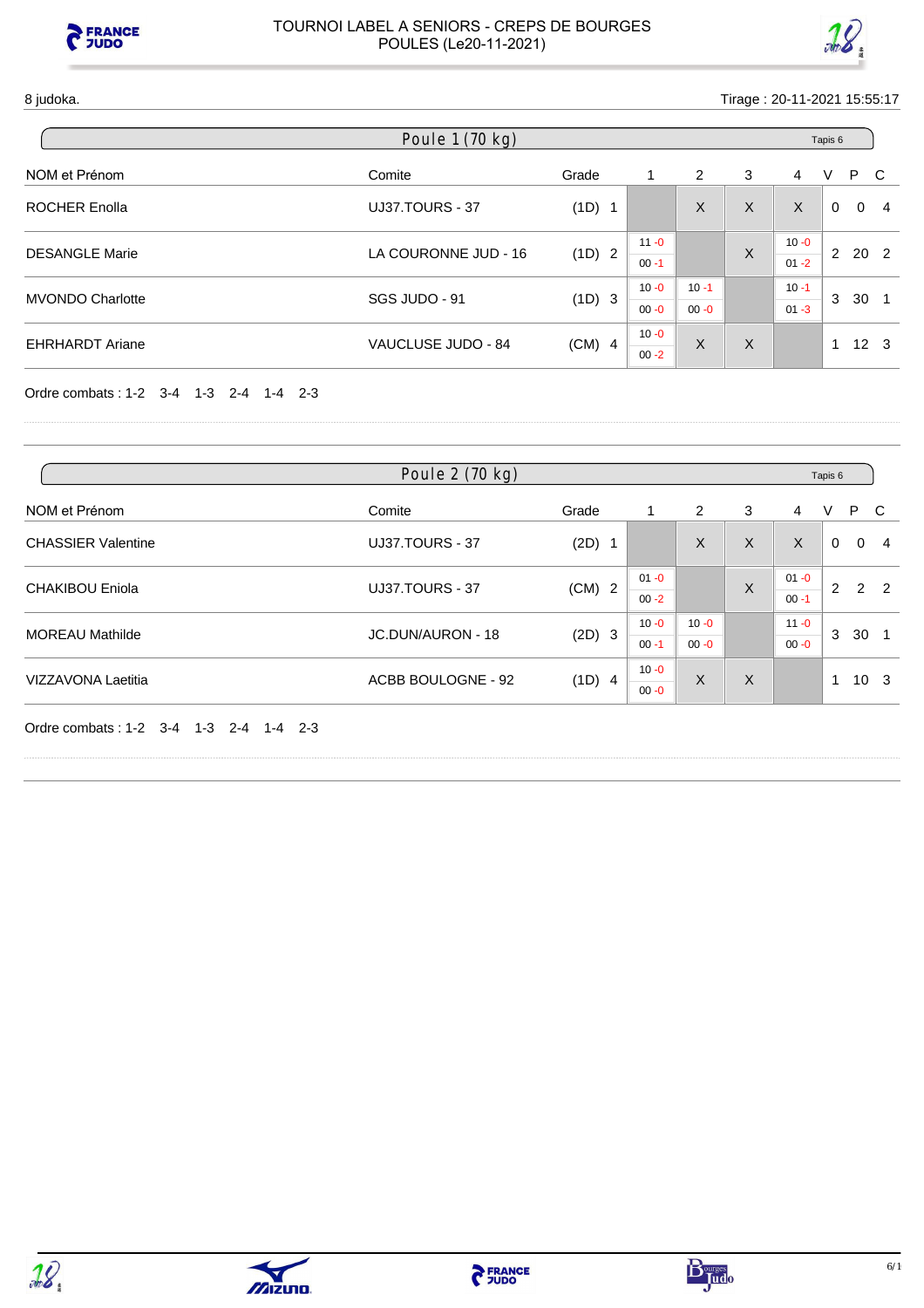# TOURNOI LABEL A SENIORS - CREPS DE BOURGES
## POULES (Le20-11-2021)

8 judoka.

Tirage : 20-11-2021 15:55:17

### Poule 1 (70 kg)

Tapis 6

| NOM et Prénom | Comite | Grade | | 1 | 2 | 3 | 4 | V | P | C |
|---|---|---|---|---|---|---|---|---|---|---|
| ROCHER Enolla | UJ37.TOURS - 37 | (1D) | 1 | | X | X | X | 0 | 0 | 4 |
| DESANGLE Marie | LA COURONNE JUD - 16 | (1D) | 2 | 11 -0 / 00 -1 | | X | 10 -0 / 01 -2 | 2 | 20 | 2 |
| MVONDO Charlotte | SGS JUDO - 91 | (1D) | 3 | 10 -0 / 00 -0 | 10 -1 / 00 -0 | | 10 -1 / 01 -3 | 3 | 30 | 1 |
| EHRHARDT Ariane | VAUCLUSE JUDO - 84 | (CM) | 4 | 10 -0 / 00 -2 | X | X | | 1 | 12 | 3 |

Ordre combats : 1-2 3-4 1-3 2-4 1-4 2-3

### Poule 2 (70 kg)

Tapis 6

| NOM et Prénom | Comite | Grade | | 1 | 2 | 3 | 4 | V | P | C |
|---|---|---|---|---|---|---|---|---|---|---|
| CHASSIER Valentine | UJ37.TOURS - 37 | (2D) | 1 | | X | X | X | 0 | 0 | 4 |
| CHAKIBOU Eniola | UJ37.TOURS - 37 | (CM) | 2 | 01 -0 / 00 -2 | | X | 01 -0 / 00 -1 | 2 | 2 | 2 |
| MOREAU Mathilde | JC.DUN/AURON - 18 | (2D) | 3 | 10 -0 / 00 -1 | 10 -0 / 00 -0 | | 11 -0 / 00 -0 | 3 | 30 | 1 |
| VIZZAVONA Laetitia | ACBB BOULOGNE - 92 | (1D) | 4 | 10 -0 / 00 -0 | X | X | | 1 | 10 | 3 |

Ordre combats : 1-2 3-4 1-3 2-4 1-4 2-3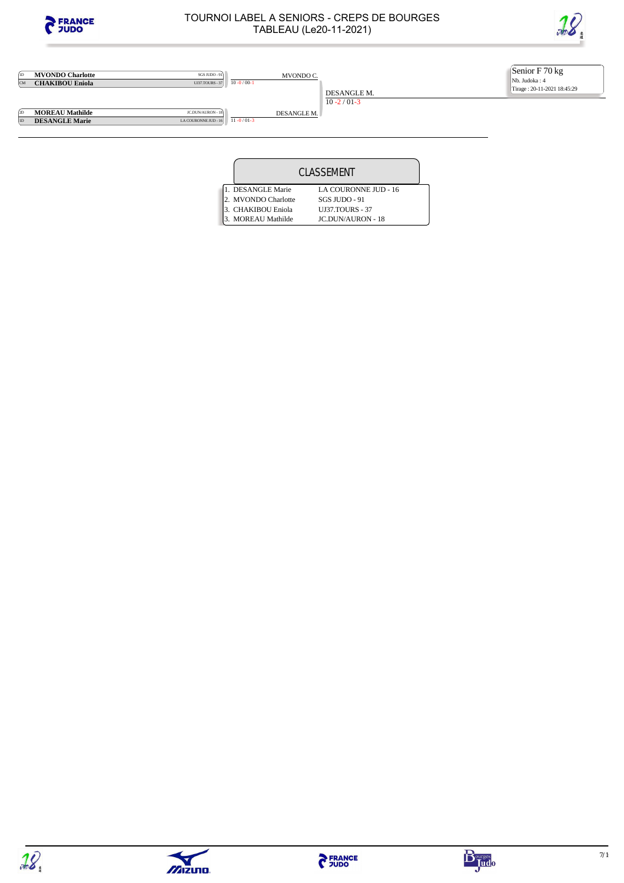# TOURNOI LABEL A SENIORS - CREPS DE BOURGES
## TABLEAU (Le20-11-2021)

**Senior F 70 kg**
Nb. Judoka : 4
Tirage : 20-11-2021 18:45:29

| Grade | Judoka | Club | Tour 1 | Finale |
| --- | --- | --- | --- | --- |
| 1D | **MVONDO Charlotte** | SGS JUDO - 91 | MVONDO C. | |
| CM | **CHAKIBOU Eniola** | UJ37.TOURS - 37 | 10 -0 / 00-1 | DESANGLE M. |
| 2D | **MOREAU Mathilde** | JC.DUN/AURON - 18 | DESANGLE M. | 10 -2 / 01-3 |
| 1D | **DESANGLE Marie** | LA COURONNE JUD - 16 | 11 -0 / 01-3 | |

## CLASSEMENT

| Rang | Nom | Club |
| --- | --- | --- |
| 1. | DESANGLE Marie | LA COURONNE JUD - 16 |
| 2. | MVONDO Charlotte | SGS JUDO - 91 |
| 3. | CHAKIBOU Eniola | UJ37.TOURS - 37 |
| 3. | MOREAU Mathilde | JC.DUN/AURON - 18 |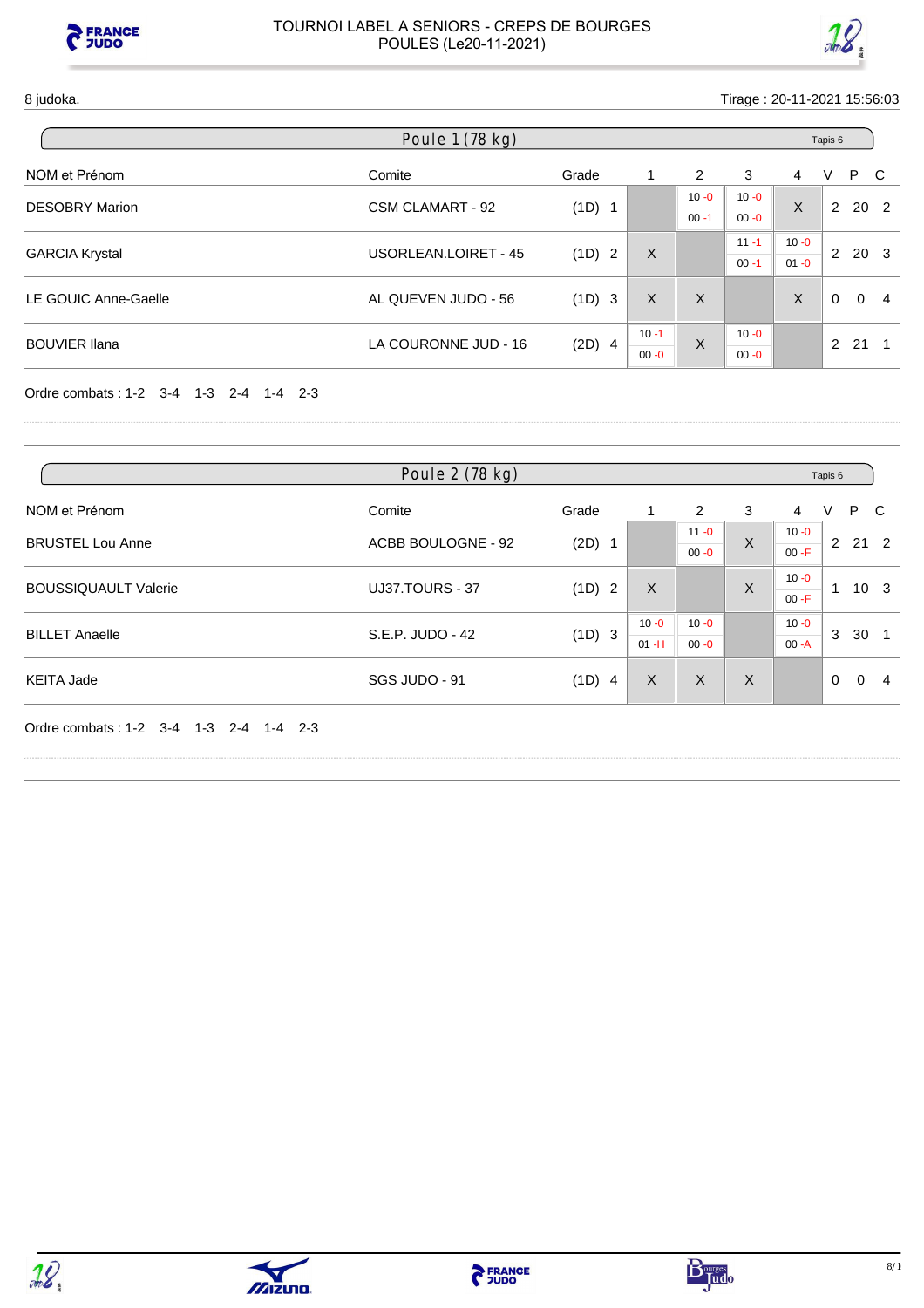# TOURNOI LABEL A SENIORS - CREPS DE BOURGES
POULES (Le20-11-2021)

8 judoka.

Tirage : 20-11-2021 15:56:03

## Poule 1 (78 kg)

Tapis 6

| NOM et Prénom | Comite | Grade | | 1 | 2 | 3 | 4 | V | P | C |
|---|---|---|---|---|---|---|---|---|---|---|
| DESOBRY Marion | CSM CLAMART - 92 | (1D) | 1 | | 10 -0 / 00 -1 | 10 -0 / 00 -0 | X | 2 | 20 | 2 |
| GARCIA Krystal | USORLEAN.LOIRET - 45 | (1D) | 2 | X | | 11 -1 / 00 -1 | 10 -0 / 01 -0 | 2 | 20 | 3 |
| LE GOUIC Anne-Gaelle | AL QUEVEN JUDO - 56 | (1D) | 3 | X | X | | X | 0 | 0 | 4 |
| BOUVIER Ilana | LA COURONNE JUD - 16 | (2D) | 4 | 10 -1 / 00 -0 | X | 10 -0 / 00 -0 | | 2 | 21 | 1 |

Ordre combats : 1-2 3-4 1-3 2-4 1-4 2-3

## Poule 2 (78 kg)

Tapis 6

| NOM et Prénom | Comite | Grade | | 1 | 2 | 3 | 4 | V | P | C |
|---|---|---|---|---|---|---|---|---|---|---|
| BRUSTEL Lou Anne | ACBB BOULOGNE - 92 | (2D) | 1 | | 11 -0 / 00 -0 | X | 10 -0 / 00 -F | 2 | 21 | 2 |
| BOUSSIQUAULT Valerie | UJ37.TOURS - 37 | (1D) | 2 | X | | X | 10 -0 / 00 -F | 1 | 10 | 3 |
| BILLET Anaelle | S.E.P. JUDO - 42 | (1D) | 3 | 10 -0 / 01 -H | 10 -0 / 00 -0 | | 10 -0 / 00 -A | 3 | 30 | 1 |
| KEITA Jade | SGS JUDO - 91 | (1D) | 4 | X | X | X | | 0 | 0 | 4 |

Ordre combats : 1-2 3-4 1-3 2-4 1-4 2-3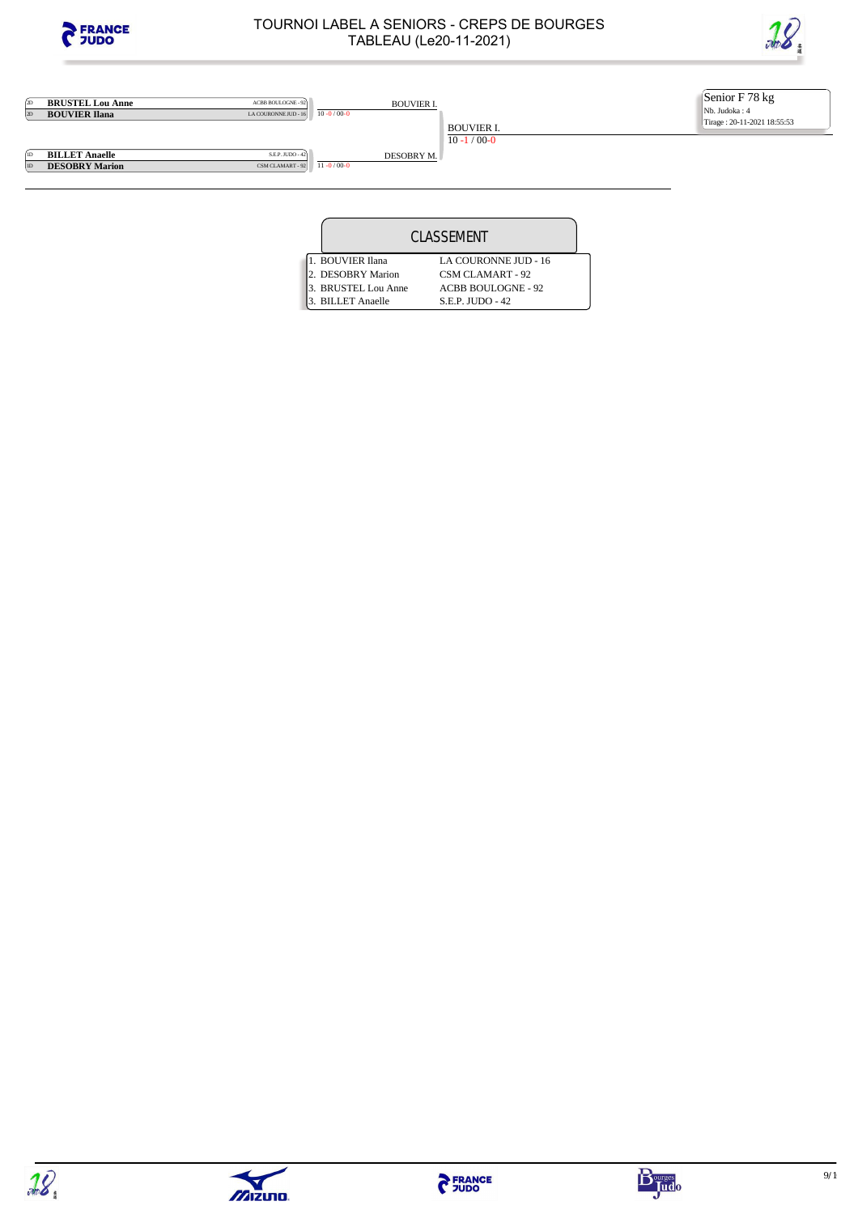# TOURNOI LABEL A SENIORS - CREPS DE BOURGES
## TABLEAU (Le20-11-2021)

**Senior F 78 kg**
Nb. Judoka : 4
Tirage : 20-11-2021 18:55:53

| Grade | Judoka | Club | Score | Vainqueur |
|---|---|---|---|---|
| 2D | **BRUSTEL Lou Anne** | ACBB BOULOGNE - 92 | | BOUVIER I. |
| 2D | **BOUVIER Ilana** | LA COURONNE JUD - 16 | 10 -0 / 00-0 | |
| 1D | **BILLET Anaelle** | S.E.P. JUDO - 42 | | DESOBRY M. |
| 1D | **DESOBRY Marion** | CSM CLAMART - 92 | 11 -0 / 00-0 | |

Finale : BOUVIER I. 10 -1 / 00-0

## CLASSEMENT

| Rang | Judoka | Club |
|---|---|---|
| 1. | BOUVIER Ilana | LA COURONNE JUD - 16 |
| 2. | DESOBRY Marion | CSM CLAMART - 92 |
| 3. | BRUSTEL Lou Anne | ACBB BOULOGNE - 92 |
| 3. | BILLET Anaelle | S.E.P. JUDO - 42 |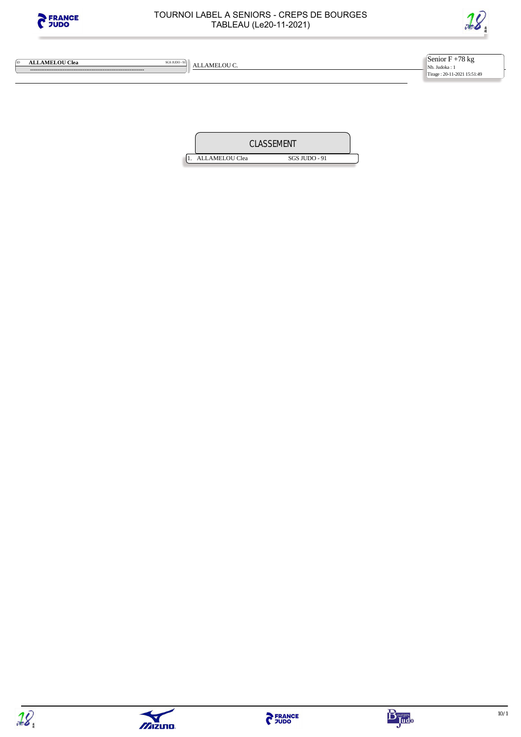TOURNOI LABEL A SENIORS - CREPS DE BOURGES
TABLEAU (Le20-11-2021)

| | | | |
|---|---|---|---|
| ID | **ALLAMELOU Clea** | SGS JUDO - 91 | ALLAMELOU C. |

Senior F +78 kg
Nb. Judoka : 1
Tirage : 20-11-2021 15:51:49

## CLASSEMENT

| | | |
|---|---|---|
| 1. | ALLAMELOU Clea | SGS JUDO - 91 |